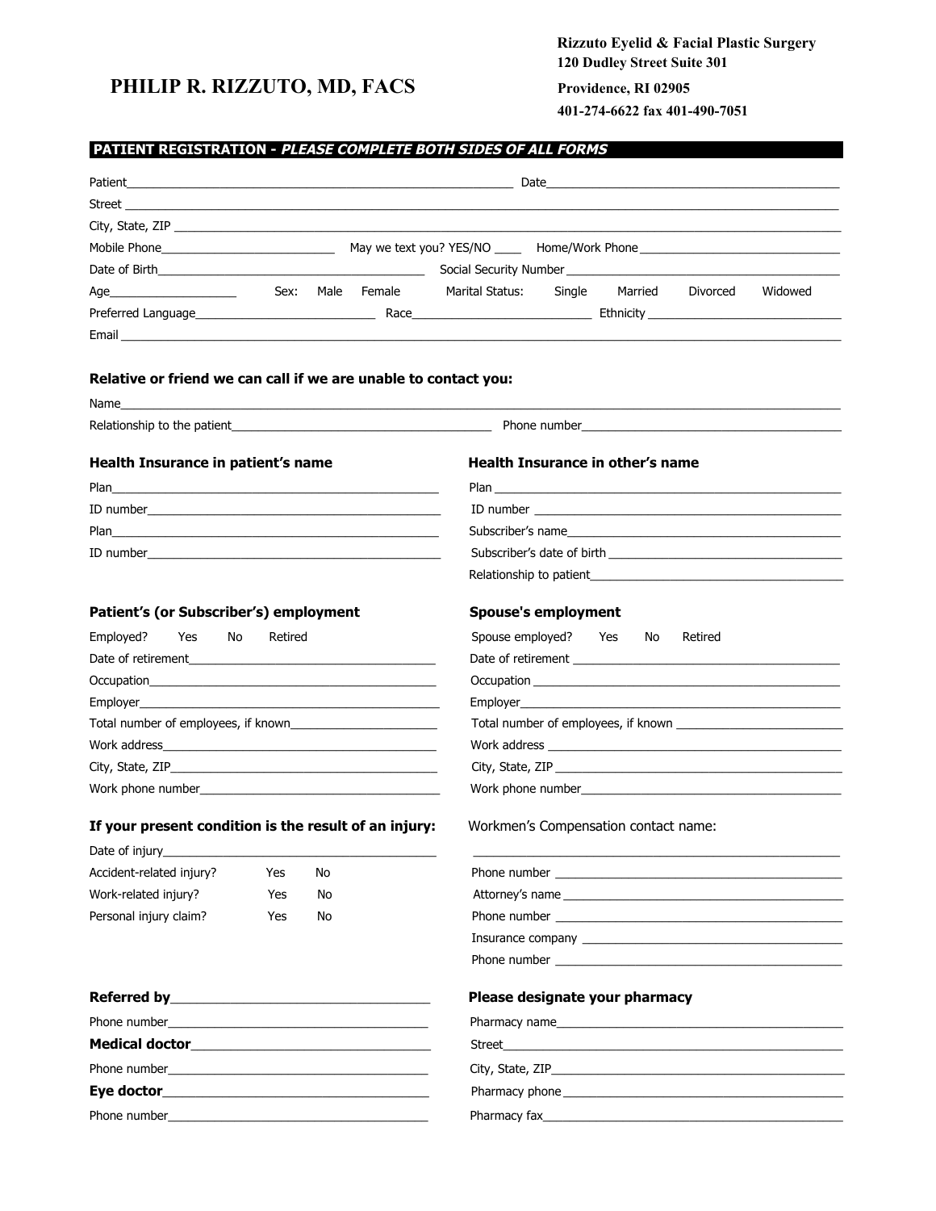# PHILIP R. RIZZUTO, MD, FACS

**Rizzuto Eyelid & Facial Plastic Surgery**
**120 Dudley Street Suite 301**
**Providence, RI 02905**
**401-274-6622 fax 401-490-7051**

## PATIENT REGISTRATION - *PLEASE COMPLETE BOTH SIDES OF ALL FORMS*

Patient_______________________________________________ Date_______________________________________

Street ________________________________________________________________________________________

City, State, ZIP ________________________________________________________________________________

Mobile Phone________________________ May we text you? YES/NO ____ Home/Work Phone ____________________________

Date of Birth____________________________________ Social Security Number ________________________________

Age__________________ Sex: Male Female Marital Status: Single Married Divorced Widowed

Preferred Language_________________________ Race_________________________ Ethnicity ___________________________

Email _________________________________________________________________________________________

### Relative or friend we can call if we are unable to contact you:

Name_________________________________________________________________________________________

Relationship to the patient____________________________________ Phone number_____________________________________

### Health Insurance in patient's name

Plan_______________________________________________

ID number__________________________________________

Plan_______________________________________________

ID number__________________________________________

### Health Insurance in other's name

Plan _______________________________________________

ID number __________________________________________

Subscriber's name____________________________________

Subscriber's date of birth _____________________________

Relationship to patient_________________________________

### Patient's (or Subscriber's) employment

Employed? Yes No Retired

Date of retirement____________________________________

Occupation__________________________________________

Employer____________________________________________

Total number of employees, if known_____________________

Work address________________________________________

City, State, ZIP_______________________________________

Work phone number___________________________________

### Spouse's employment

Spouse employed? Yes No Retired

Date of retirement ____________________________________

Occupation __________________________________________

Employer____________________________________________

Total number of employees, if known _____________________

Work address ________________________________________

City, State, ZIP _______________________________________

Work phone number___________________________________

### If your present condition is the result of an injury:

Date of injury________________________________________

Accident-related injury? Yes No

Work-related injury? Yes No

Personal injury claim? Yes No

Workmen's Compensation contact name:

____________________________________________________

Phone number ________________________________________

Attorney's name ______________________________________

Phone number ________________________________________

Insurance company ____________________________________

Phone number ________________________________________

**Referred by**_______________________________________

Phone number_________________________________________

**Medical doctor**____________________________________

Phone number_________________________________________

**Eye doctor**________________________________________

Phone number_________________________________________

### Please designate your pharmacy

Pharmacy name________________________________________

Street_______________________________________________

City, State, ZIP_______________________________________

Pharmacy phone_______________________________________

Pharmacy fax_________________________________________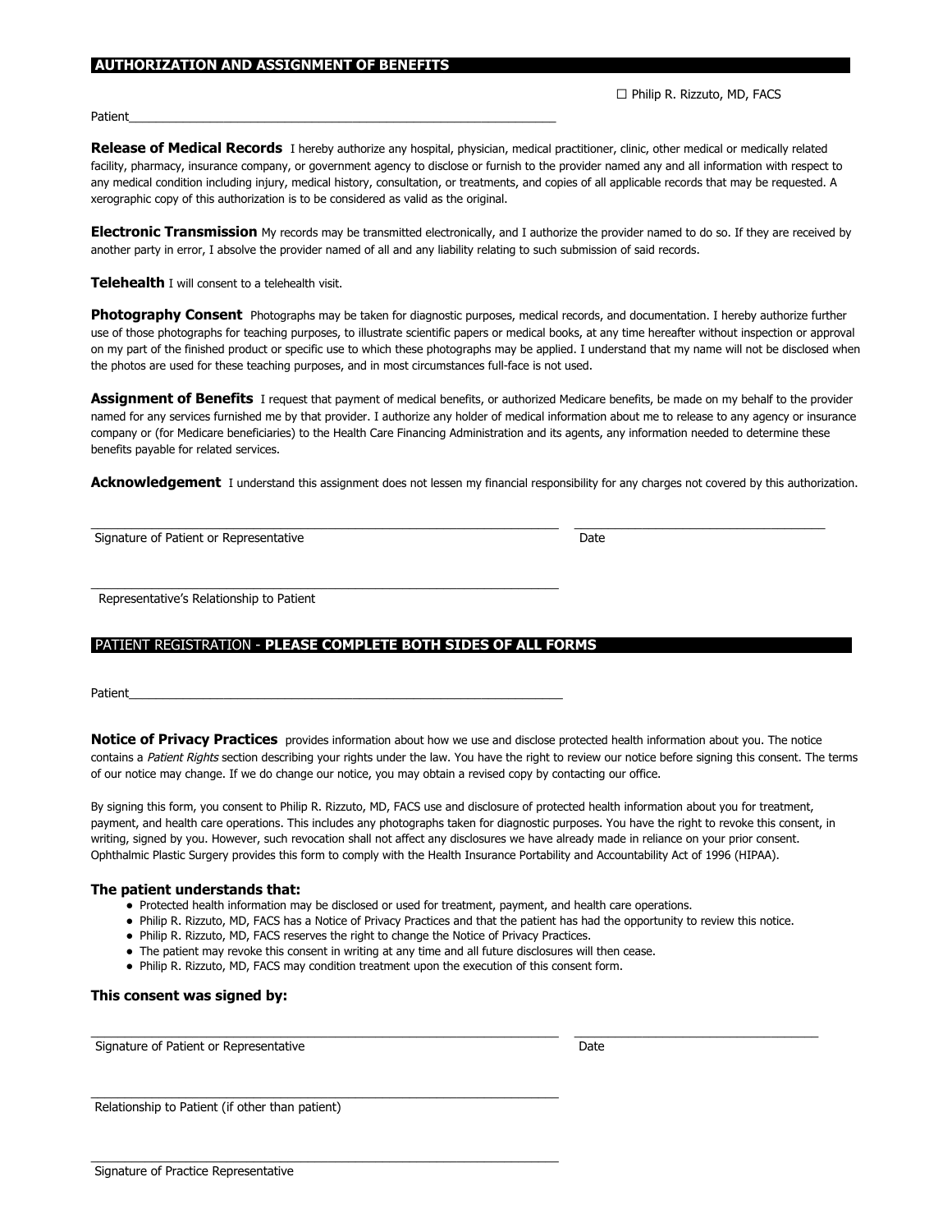## AUTHORIZATION AND ASSIGNMENT OF BENEFITS

☐ Philip R. Rizzuto, MD, FACS

Patient_________________________________________________________________

**Release of Medical Records** I hereby authorize any hospital, physician, medical practitioner, clinic, other medical or medically related facility, pharmacy, insurance company, or government agency to disclose or furnish to the provider named any and all information with respect to any medical condition including injury, medical history, consultation, or treatments, and copies of all applicable records that may be requested. A xerographic copy of this authorization is to be considered as valid as the original.

**Electronic Transmission** My records may be transmitted electronically, and I authorize the provider named to do so. If they are received by another party in error, I absolve the provider named of all and any liability relating to such submission of said records.

**Telehealth** I will consent to a telehealth visit.

**Photography Consent** Photographs may be taken for diagnostic purposes, medical records, and documentation. I hereby authorize further use of those photographs for teaching purposes, to illustrate scientific papers or medical books, at any time hereafter without inspection or approval on my part of the finished product or specific use to which these photographs may be applied. I understand that my name will not be disclosed when the photos are used for these teaching purposes, and in most circumstances full-face is not used.

**Assignment of Benefits** I request that payment of medical benefits, or authorized Medicare benefits, be made on my behalf to the provider named for any services furnished me by that provider. I authorize any holder of medical information about me to release to any agency or insurance company or (for Medicare beneficiaries) to the Health Care Financing Administration and its agents, any information needed to determine these benefits payable for related services.

**Acknowledgement** I understand this assignment does not lessen my financial responsibility for any charges not covered by this authorization.

_________________________________________________________________ ___________________________________

Signature of Patient or Representative Date

_________________________________________________________________

Representative's Relationship to Patient

## PATIENT REGISTRATION - **PLEASE COMPLETE BOTH SIDES OF ALL FORMS**

Patient_________________________________________________________________

**Notice of Privacy Practices** provides information about how we use and disclose protected health information about you. The notice contains a *Patient Rights* section describing your rights under the law. You have the right to review our notice before signing this consent. The terms of our notice may change. If we do change our notice, you may obtain a revised copy by contacting our office.

By signing this form, you consent to Philip R. Rizzuto, MD, FACS use and disclosure of protected health information about you for treatment, payment, and health care operations. This includes any photographs taken for diagnostic purposes. You have the right to revoke this consent, in writing, signed by you. However, such revocation shall not affect any disclosures we have already made in reliance on your prior consent. Ophthalmic Plastic Surgery provides this form to comply with the Health Insurance Portability and Accountability Act of 1996 (HIPAA).

### The patient understands that:

- Protected health information may be disclosed or used for treatment, payment, and health care operations.
- Philip R. Rizzuto, MD, FACS has a Notice of Privacy Practices and that the patient has had the opportunity to review this notice.
- Philip R. Rizzuto, MD, FACS reserves the right to change the Notice of Privacy Practices.
- The patient may revoke this consent in writing at any time and all future disclosures will then cease.
- Philip R. Rizzuto, MD, FACS may condition treatment upon the execution of this consent form.

### This consent was signed by:

_________________________________________________________________ ___________________________________

Signature of Patient or Representative Date

_________________________________________________________________

Relationship to Patient (if other than patient)

_________________________________________________________________

Signature of Practice Representative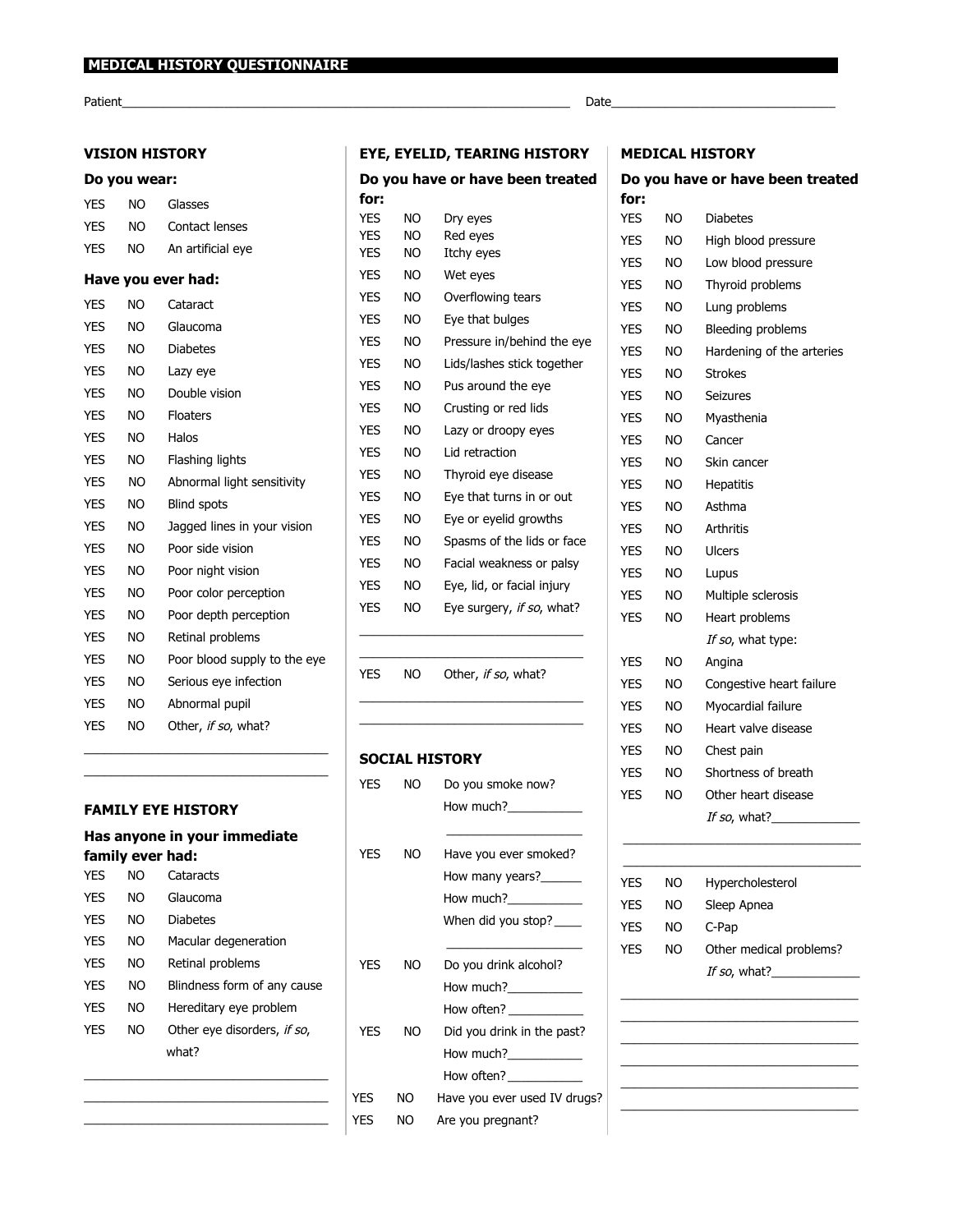# MEDICAL HISTORY QUESTIONNAIRE

Patient_______________________________________________ Date_____________________________

## VISION HISTORY

### Do you wear:

| | | |
|---|---|---|
| YES | NO | Glasses |
| YES | NO | Contact lenses |
| YES | NO | An artificial eye |

### Have you ever had:

| | | |
|---|---|---|
| YES | NO | Cataract |
| YES | NO | Glaucoma |
| YES | NO | Diabetes |
| YES | NO | Lazy eye |
| YES | NO | Double vision |
| YES | NO | Floaters |
| YES | NO | Halos |
| YES | NO | Flashing lights |
| YES | NO | Abnormal light sensitivity |
| YES | NO | Blind spots |
| YES | NO | Jagged lines in your vision |
| YES | NO | Poor side vision |
| YES | NO | Poor night vision |
| YES | NO | Poor color perception |
| YES | NO | Poor depth perception |
| YES | NO | Retinal problems |
| YES | NO | Poor blood supply to the eye |
| YES | NO | Serious eye infection |
| YES | NO | Abnormal pupil |
| YES | NO | Other, *if so*, what? |

_________________________________

_________________________________

## FAMILY EYE HISTORY

### Has anyone in your immediate family ever had:

| | | |
|---|---|---|
| YES | NO | Cataracts |
| YES | NO | Glaucoma |
| YES | NO | Diabetes |
| YES | NO | Macular degeneration |
| YES | NO | Retinal problems |
| YES | NO | Blindness form of any cause |
| YES | NO | Hereditary eye problem |
| YES | NO | Other eye disorders, *if so*, what? |

_________________________________

_________________________________

_________________________________

## EYE, EYELID, TEARING HISTORY

### Do you have or have been treated for:

| | | |
|---|---|---|
| YES | NO | Dry eyes |
| YES | NO | Red eyes |
| YES | NO | Itchy eyes |
| YES | NO | Wet eyes |
| YES | NO | Overflowing tears |
| YES | NO | Eye that bulges |
| YES | NO | Pressure in/behind the eye |
| YES | NO | Lids/lashes stick together |
| YES | NO | Pus around the eye |
| YES | NO | Crusting or red lids |
| YES | NO | Lazy or droopy eyes |
| YES | NO | Lid retraction |
| YES | NO | Thyroid eye disease |
| YES | NO | Eye that turns in or out |
| YES | NO | Eye or eyelid growths |
| YES | NO | Spasms of the lids or face |
| YES | NO | Facial weakness or palsy |
| YES | NO | Eye, lid, or facial injury |
| YES | NO | Eye surgery, *if so*, what? |

_________________________________

_________________________________

| | | |
|---|---|---|
| YES | NO | Other, *if so*, what? |

_________________________________

_________________________________

## SOCIAL HISTORY

| | | |
|---|---|---|
| YES | NO | Do you smoke now? How much?___________ ____________________ |
| YES | NO | Have you ever smoked? How many years?______ How much?___________ When did you stop?____ ____________________ |
| YES | NO | Do you drink alcohol? How much?___________ How often?___________ |
| YES | NO | Did you drink in the past? How much?___________ How often?___________ |
| YES | NO | Have you ever used IV drugs? |
| YES | NO | Are you pregnant? |

## MEDICAL HISTORY

### Do you have or have been treated for:

| | | |
|---|---|---|
| YES | NO | Diabetes |
| YES | NO | High blood pressure |
| YES | NO | Low blood pressure |
| YES | NO | Thyroid problems |
| YES | NO | Lung problems |
| YES | NO | Bleeding problems |
| YES | NO | Hardening of the arteries |
| YES | NO | Strokes |
| YES | NO | Seizures |
| YES | NO | Myasthenia |
| YES | NO | Cancer |
| YES | NO | Skin cancer |
| YES | NO | Hepatitis |
| YES | NO | Asthma |
| YES | NO | Arthritis |
| YES | NO | Ulcers |
| YES | NO | Lupus |
| YES | NO | Multiple sclerosis |
| YES | NO | Heart problems *If so*, what type: |
| YES | NO | Angina |
| YES | NO | Congestive heart failure |
| YES | NO | Myocardial failure |
| YES | NO | Heart valve disease |
| YES | NO | Chest pain |
| YES | NO | Shortness of breath |
| YES | NO | Other heart disease *If so*, what?_____________ |

_________________________________

_________________________________

| | | |
|---|---|---|
| YES | NO | Hypercholesterol |
| YES | NO | Sleep Apnea |
| YES | NO | C-Pap |
| YES | NO | Other medical problems? *If so*, what?_____________ |

_________________________________

_________________________________

_________________________________

_________________________________

_________________________________

_________________________________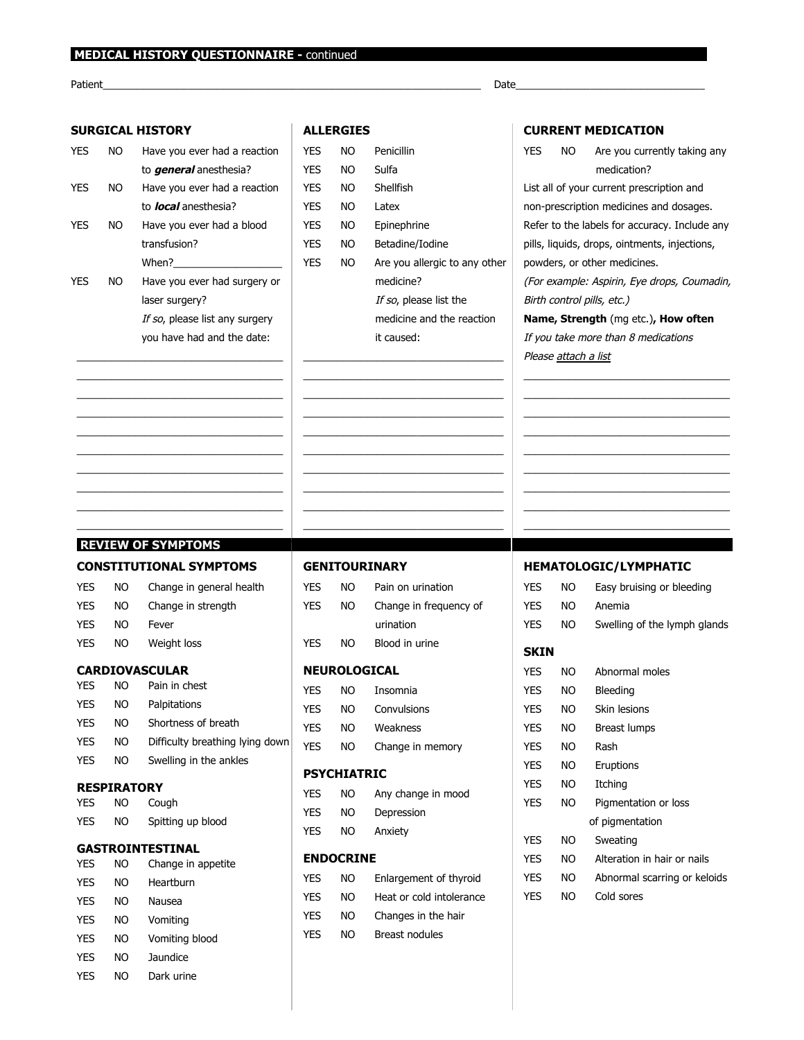## MEDICAL HISTORY QUESTIONNAIRE - continued

Patient__________________________________________ Date______________________

### SURGICAL HISTORY

YES NO Have you ever had a reaction to ***general*** anesthesia?

YES NO Have you ever had a reaction to ***local*** anesthesia?

YES NO Have you ever had a blood transfusion?
When?___________________

YES NO Have you ever had surgery or laser surgery?
*If so*, please list any surgery you have had and the date:

___________________________________

___________________________________

___________________________________

___________________________________

___________________________________

___________________________________

___________________________________

___________________________________

___________________________________

___________________________________

### ALLERGIES

YES NO Penicillin

YES NO Sulfa

YES NO Shellfish

YES NO Latex

YES NO Epinephrine

YES NO Betadine/Iodine

YES NO Are you allergic to any other medicine?
*If so*, please list the medicine and the reaction it caused:

___________________________________

___________________________________

___________________________________

___________________________________

___________________________________

___________________________________

___________________________________

___________________________________

___________________________________

___________________________________

### CURRENT MEDICATION

YES NO Are you currently taking any medication?

List all of your current prescription and non-prescription medicines and dosages. Refer to the labels for accuracy. Include any pills, liquids, drops, ointments, injections, powders, or other medicines.

*(For example: Aspirin, Eye drops, Coumadin, Birth control pills, etc.)*

**Name, Strength** (mg etc.)**, How often**

*If you take more than 8 medications Please attach a list*

___________________________________

___________________________________

___________________________________

___________________________________

___________________________________

___________________________________

___________________________________

___________________________________

___________________________________

## REVIEW OF SYMPTOMS

### CONSTITUTIONAL SYMPTOMS

YES NO Change in general health

YES NO Change in strength

YES NO Fever

YES NO Weight loss

### CARDIOVASCULAR

YES NO Pain in chest

YES NO Palpitations

YES NO Shortness of breath

YES NO Difficulty breathing lying down

YES NO Swelling in the ankles

### RESPIRATORY

YES NO Cough

YES NO Spitting up blood

### GASTROINTESTINAL

YES NO Change in appetite

YES NO Heartburn

YES NO Nausea

YES NO Vomiting

YES NO Vomiting blood

YES NO Jaundice

YES NO Dark urine

### GENITOURINARY

YES NO Pain on urination

YES NO Change in frequency of urination

YES NO Blood in urine

### NEUROLOGICAL

YES NO Insomnia

YES NO Convulsions

YES NO Weakness

YES NO Change in memory

### PSYCHIATRIC

YES NO Any change in mood

YES NO Depression

YES NO Anxiety

### ENDOCRINE

YES NO Enlargement of thyroid

YES NO Heat or cold intolerance

YES NO Changes in the hair

YES NO Breast nodules

### HEMATOLOGIC/LYMPHATIC

YES NO Easy bruising or bleeding

YES NO Anemia

YES NO Swelling of the lymph glands

### SKIN

YES NO Abnormal moles

YES NO Bleeding

YES NO Skin lesions

YES NO Breast lumps

YES NO Rash

YES NO Eruptions

YES NO Itching

YES NO Pigmentation or loss of pigmentation

YES NO Sweating

YES NO Alteration in hair or nails

YES NO Abnormal scarring or keloids

YES NO Cold sores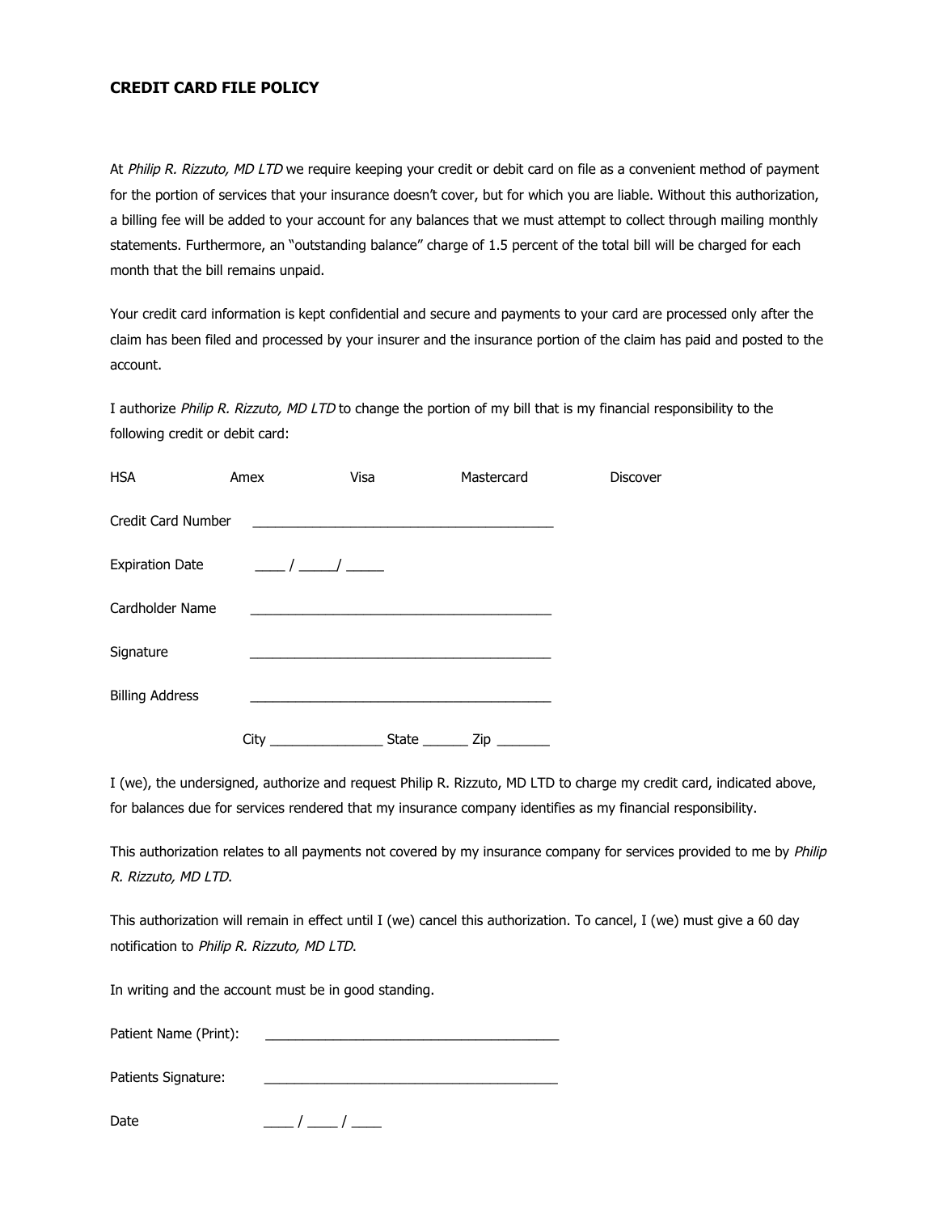**CREDIT CARD FILE POLICY**

At *Philip R. Rizzuto, MD LTD* we require keeping your credit or debit card on file as a convenient method of payment for the portion of services that your insurance doesn't cover, but for which you are liable. Without this authorization, a billing fee will be added to your account for any balances that we must attempt to collect through mailing monthly statements. Furthermore, an "outstanding balance" charge of 1.5 percent of the total bill will be charged for each month that the bill remains unpaid.

Your credit card information is kept confidential and secure and payments to your card are processed only after the claim has been filed and processed by your insurer and the insurance portion of the claim has paid and posted to the account.

I authorize *Philip R. Rizzuto, MD LTD* to change the portion of my bill that is my financial responsibility to the following credit or debit card:

HSA Amex Visa Mastercard Discover

Credit Card Number ________________________________________

Expiration Date ____ / _____/ _____

Cardholder Name ________________________________________

Signature ________________________________________

Billing Address ________________________________________

City _______________ State ______ Zip _______

I (we), the undersigned, authorize and request Philip R. Rizzuto, MD LTD to charge my credit card, indicated above, for balances due for services rendered that my insurance company identifies as my financial responsibility.

This authorization relates to all payments not covered by my insurance company for services provided to me by *Philip R. Rizzuto, MD LTD*.

This authorization will remain in effect until I (we) cancel this authorization. To cancel, I (we) must give a 60 day notification to *Philip R. Rizzuto, MD LTD*.

In writing and the account must be in good standing.

Patient Name (Print): ________________________________________

Patients Signature: ________________________________________

Date ____ / ____ / ____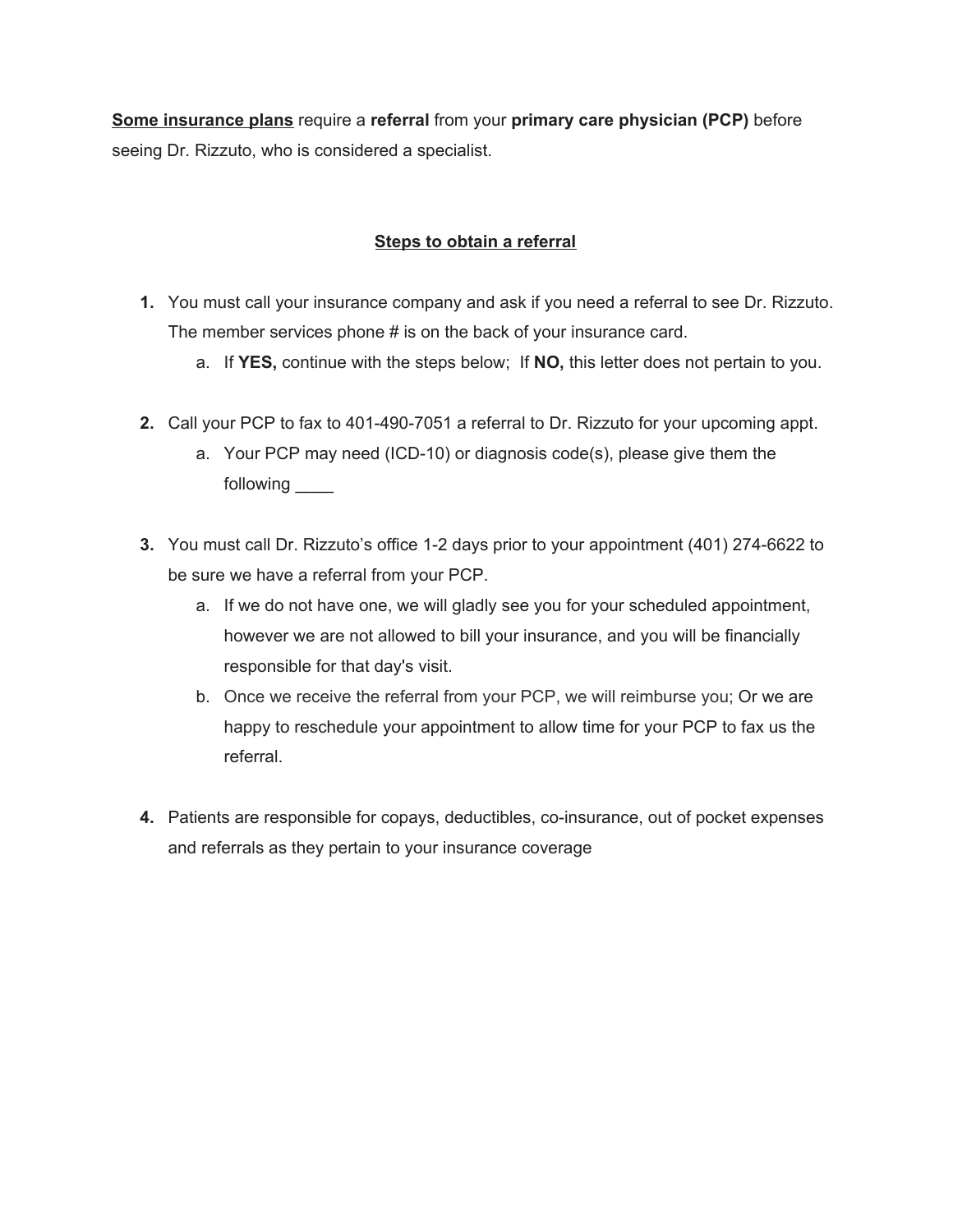**Some insurance plans** require a **referral** from your **primary care physician (PCP)** before seeing Dr. Rizzuto, who is considered a specialist.

**Steps to obtain a referral**

1. You must call your insurance company and ask if you need a referral to see Dr. Rizzuto. The member services phone # is on the back of your insurance card.
   a. If **YES,** continue with the steps below; If **NO,** this letter does not pertain to you.

2. Call your PCP to fax to 401-490-7051 a referral to Dr. Rizzuto for your upcoming appt.
   a. Your PCP may need (ICD-10) or diagnosis code(s), please give them the following ____

3. You must call Dr. Rizzuto's office 1-2 days prior to your appointment (401) 274-6622 to be sure we have a referral from your PCP.
   a. If we do not have one, we will gladly see you for your scheduled appointment, however we are not allowed to bill your insurance, and you will be financially responsible for that day's visit.
   b. Once we receive the referral from your PCP, we will reimburse you; Or we are happy to reschedule your appointment to allow time for your PCP to fax us the referral.

4. Patients are responsible for copays, deductibles, co-insurance, out of pocket expenses and referrals as they pertain to your insurance coverage